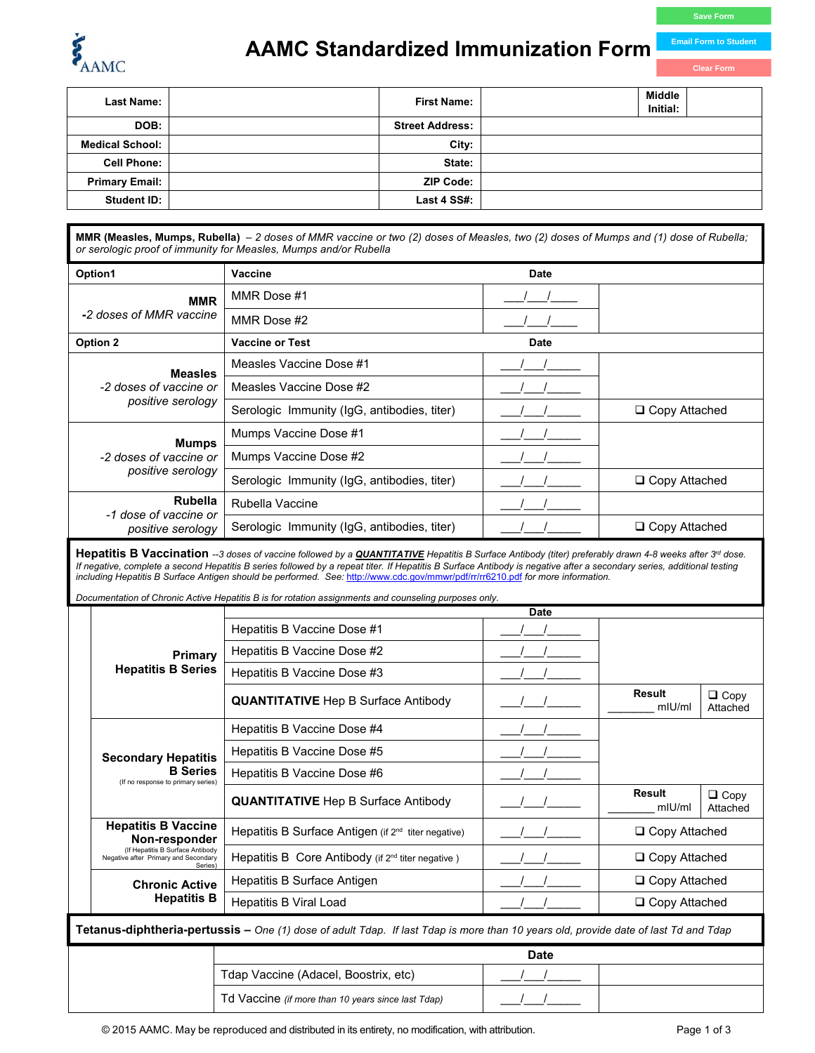# AAMC Standardized Immunization Form

Save Form | Email Form to Student | Clear Form

| Last Name: | | First Name: | | Middle Initial: | |
|---|---|---|---|---|---|
| DOB: | | Street Address: | | | |
| Medical School: | | City: | | | |
| Cell Phone: | | State: | | | |
| Primary Email: | | ZIP Code: | | | |
| Student ID: | | Last 4 SS#: | | | |

**MMR (Measles, Mumps, Rubella)** – *2 doses of MMR vaccine or two (2) doses of Measles, two (2) doses of Mumps and (1) dose of Rubella; or serologic proof of immunity for Measles, Mumps and/or Rubella*

| Option1 | Vaccine | Date | |
|---|---|---|---|
| **MMR** -*2 doses of MMR vaccine* | MMR Dose #1 | ___/___/____ | |
| | MMR Dose #2 | ___/___/____ | |
| **Option 2** | **Vaccine or Test** | **Date** | |
| **Measles** -*2 doses of vaccine or positive serology* | Measles Vaccine Dose #1 | ___/___/_____ | |
| | Measles Vaccine Dose #2 | ___/___/_____ | |
| | Serologic Immunity (IgG, antibodies, titer) | ___/___/_____ | ❑ Copy Attached |
| **Mumps** -*2 doses of vaccine or positive serology* | Mumps Vaccine Dose #1 | ___/___/_____ | |
| | Mumps Vaccine Dose #2 | ___/___/_____ | |
| | Serologic Immunity (IgG, antibodies, titer) | ___/___/_____ | ❑ Copy Attached |
| **Rubella** -*1 dose of vaccine or positive serology* | Rubella Vaccine | ___/___/_____ | |
| | Serologic Immunity (IgG, antibodies, titer) | ___/___/_____ | ❑ Copy Attached |

**Hepatitis B Vaccination** --*3 doses of vaccine followed by a **QUANTITATIVE** Hepatitis B Surface Antibody (titer) preferably drawn 4-8 weeks after 3rd dose. If negative, complete a second Hepatitis B series followed by a repeat titer. If Hepatitis B Surface Antibody is negative after a secondary series, additional testing including Hepatitis B Surface Antigen should be performed. See: http://www.cdc.gov/mmwr/pdf/rr/rr6210.pdf for more information.*

*Documentation of Chronic Active Hepatitis B is for rotation assignments and counseling purposes only.*

| | | Date | | |
|---|---|---|---|---|
| **Primary Hepatitis B Series** | Hepatitis B Vaccine Dose #1 | ___/___/_____ | | |
| | Hepatitis B Vaccine Dose #2 | ___/___/_____ | | |
| | Hepatitis B Vaccine Dose #3 | ___/___/_____ | | |
| | **QUANTITATIVE** Hep B Surface Antibody | ___/___/_____ | Result ________ mIU/ml | ❑ Copy Attached |
| **Secondary Hepatitis B Series** (If no response to primary series) | Hepatitis B Vaccine Dose #4 | ___/___/_____ | | |
| | Hepatitis B Vaccine Dose #5 | ___/___/_____ | | |
| | Hepatitis B Vaccine Dose #6 | ___/___/_____ | | |
| | **QUANTITATIVE** Hep B Surface Antibody | ___/___/_____ | Result ________ mIU/ml | ❑ Copy Attached |
| **Hepatitis B Vaccine Non-responder** (If Hepatitis B Surface Antibody Negative after Primary and Secondary Series) | Hepatitis B Surface Antigen (if 2nd titer negative) | ___/___/_____ | ❑ Copy Attached | |
| | Hepatitis B Core Antibody (if 2nd titer negative) | ___/___/_____ | ❑ Copy Attached | |
| **Chronic Active Hepatitis B** | Hepatitis B Surface Antigen | ___/___/_____ | ❑ Copy Attached | |
| | Hepatitis B Viral Load | ___/___/_____ | ❑ Copy Attached | |

**Tetanus-diphtheria-pertussis** – *One (1) dose of adult Tdap. If last Tdap is more than 10 years old, provide date of last Td and Tdap*

| | | Date | |
|---|---|---|---|
| | Tdap Vaccine (Adacel, Boostrix, etc) | ___/___/_____ | |
| | Td Vaccine (*if more than 10 years since last Tdap*) | ___/___/_____ | |

© 2015 AAMC. May be reproduced and distributed in its entirety, no modification, with attribution.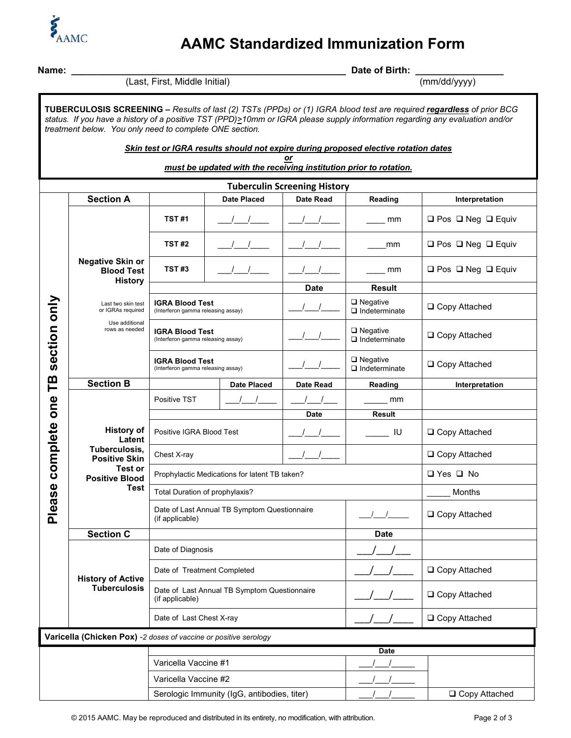# AAMC Standardized Immunization Form

**Name:** ______________________________________________ **Date of Birth:** ________________

(Last, First, Middle Initial) (mm/dd/yyyy)

**TUBERCULOSIS SCREENING –** *Results of last (2) TSTs (PPDs) or (1) IGRA blood test are required* ***regardless*** *of prior BCG status. If you have a history of a positive TST (PPD)≥10mm or IGRA please supply information regarding any evaluation and/or treatment below. You only need to complete ONE section.*

***Skin test or IGRA results should not expire during proposed elective rotation dates***
***or***
***must be updated with the receiving institution prior to rotation.***

## Tuberculin Screening History

**Please complete one TB section only**

| **Section A** | | **Date Placed** | **Date Read** | **Reading** | **Interpretation** |
|---|---|---|---|---|---|
| **Negative Skin or Blood Test History** | **TST #1** | ___/___/____ | ___/___/____ | ____ mm | ❑ Pos ❑ Neg ❑ Equiv |
| Last two skin test or IGRAs required | **TST #2** | ___/___/____ | ___/___/____ | ____mm | ❑ Pos ❑ Neg ❑ Equiv |
| Use additional rows as needed | **TST #3** | ___/___/____ | ___/___/____ | ____ mm | ❑ Pos ❑ Neg ❑ Equiv |
| | | | **Date** | **Result** | |
| | **IGRA Blood Test** (Interferon gamma releasing assay) | | ___/___/____ | ❑ Negative ❑ Indeterminate | ❑ Copy Attached |
| | **IGRA Blood Test** (Interferon gamma releasing assay) | | ___/___/____ | ❑ Negative ❑ Indeterminate | ❑ Copy Attached |
| | **IGRA Blood Test** (Interferon gamma releasing assay) | | ___/___/____ | ❑ Negative ❑ Indeterminate | ❑ Copy Attached |

| **Section B** | | **Date Placed** | **Date Read** | **Reading** | **Interpretation** |
|---|---|---|---|---|---|
| **History of Latent Tuberculosis, Positive Skin Test or Positive Blood Test** | Positive TST | ___/___/____ | ___/___/___ | _____ mm | |
| | | | **Date** | **Result** | |
| | Positive IGRA Blood Test | | ___/___/____ | _____ IU | ❑ Copy Attached |
| | Chest X-ray | | ___/___/____ | | ❑ Copy Attached |
| | Prophylactic Medications for latent TB taken? | | | | ❑ Yes ❑ No |
| | Total Duration of prophylaxis? | | | | _____ Months |
| | Date of Last Annual TB Symptom Questionnaire (if applicable) | | | ___/___/_____ | ❑ Copy Attached |

| **Section C** | | **Date** | |
|---|---|---|---|
| **History of Active Tuberculosis** | Date of Diagnosis | ___/___/___ | |
| | Date of Treatment Completed | ___/___/____ | ❑ Copy Attached |
| | Date of Last Annual TB Symptom Questionnaire (if applicable) | ___/___/____ | ❑ Copy Attached |
| | Date of Last Chest X-ray | ___/___/____ | ❑ Copy Attached |

**Varicella (Chicken Pox)** -*2 doses of vaccine or positive serology*

| | **Date** | |
|---|---|---|
| Varicella Vaccine #1 | ___/___/_____ | |
| Varicella Vaccine #2 | ___/___/_____ | |
| Serologic Immunity (IgG, antibodies, titer) | ___/___/_____ | ❑ Copy Attached |

© 2015 AAMC. May be reproduced and distributed in its entirety, no modification, with attribution.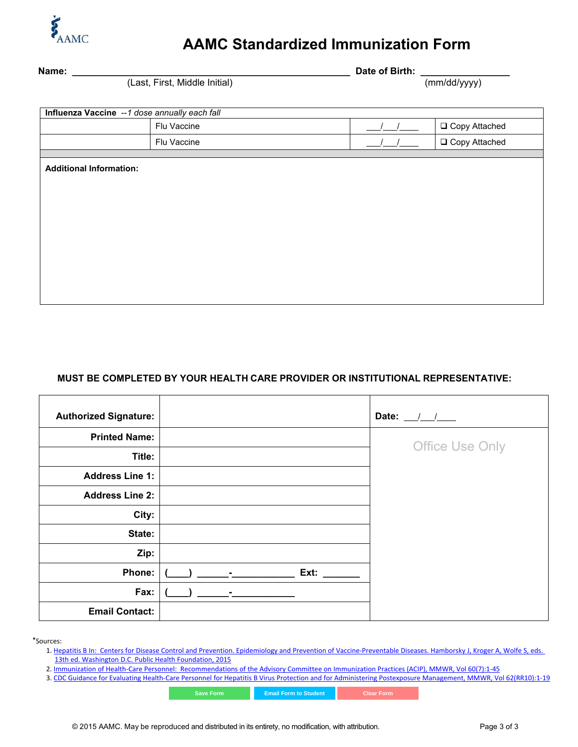AAMC

# AAMC Standardized Immunization Form

**Name:** ______________________________________________ **Date of Birth:** _______________

(Last, First, Middle Initial) (mm/dd/yyyy)

| **Influenza Vaccine** --*1 dose annually each fall* | | | |
|---|---|---|---|
| | Flu Vaccine | ___/___/____ | ❑ Copy Attached |
| | Flu Vaccine | ___/___/____ | ❑ Copy Attached |

**Additional Information:**

**MUST BE COMPLETED BY YOUR HEALTH CARE PROVIDER OR INSTITUTIONAL REPRESENTATIVE:**

| | | |
|---|---|---|
| **Authorized Signature:** | | **Date:** ___/___/____ |
| **Printed Name:** | | Office Use Only |
| **Title:** | | |
| **Address Line 1:** | | |
| **Address Line 2:** | | |
| **City:** | | |
| **State:** | | |
| **Zip:** | | |
| **Phone:** | (____) ______-____________ **Ext:** _______ | |
| **Fax:** | (____) ______-____________ | |
| **Email Contact:** | | |

*Sources:

1. Hepatitis B In: Centers for Disease Control and Prevention. Epidemiology and Prevention of Vaccine-Preventable Diseases. Hamborsky J, Kroger A, Wolfe S, eds. 13th ed. Washington D.C. Public Health Foundation, 2015
2. Immunization of Health-Care Personnel: Recommendations of the Advisory Committee on Immunization Practices (ACIP), MMWR, Vol 60(7):1-45
3. CDC Guidance for Evaluating Health-Care Personnel for Hepatitis B Virus Protection and for Administering Postexposure Management, MMWR, Vol 62(RR10):1-19

Save Form | Email Form to Student | Clear Form

© 2015 AAMC. May be reproduced and distributed in its entirety, no modification, with attribution.